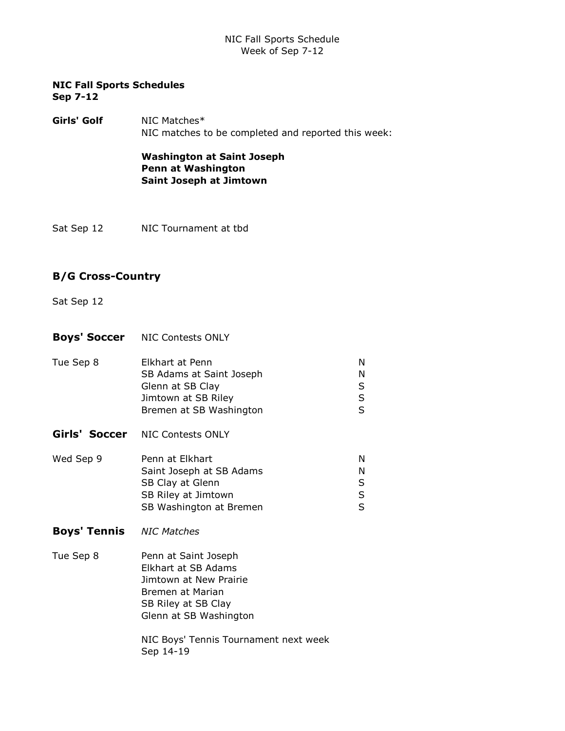**NIC Fall Sports Schedules**
**Sep 7-12**

**Girls' Golf** NIC Matches*
NIC matches to be completed and reported this week:

**Washington at Saint Joseph**
**Penn at Washington**
**Saint Joseph at Jimtown**

Sat Sep 12 NIC Tournament at tbd

## B/G Cross-Country

Sat Sep 12

**Boys' Soccer** NIC Contests ONLY

| | | |
|---|---|---|
| Tue Sep 8 | Elkhart at Penn | N |
| | SB Adams at Saint Joseph | N |
| | Glenn at SB Clay | S |
| | Jimtown at SB Riley | S |
| | Bremen at SB Washington | S |

**Girls' Soccer** NIC Contests ONLY

| | | |
|---|---|---|
| Wed Sep 9 | Penn at Elkhart | N |
| | Saint Joseph at SB Adams | N |
| | SB Clay at Glenn | S |
| | SB Riley at Jimtown | S |
| | SB Washington at Bremen | S |

**Boys' Tennis** *NIC Matches*

Tue Sep 8
- Penn at Saint Joseph
- Elkhart at SB Adams
- Jimtown at New Prairie
- Bremen at Marian
- SB Riley at SB Clay
- Glenn at SB Washington

NIC Boys' Tennis Tournament next week
Sep 14-19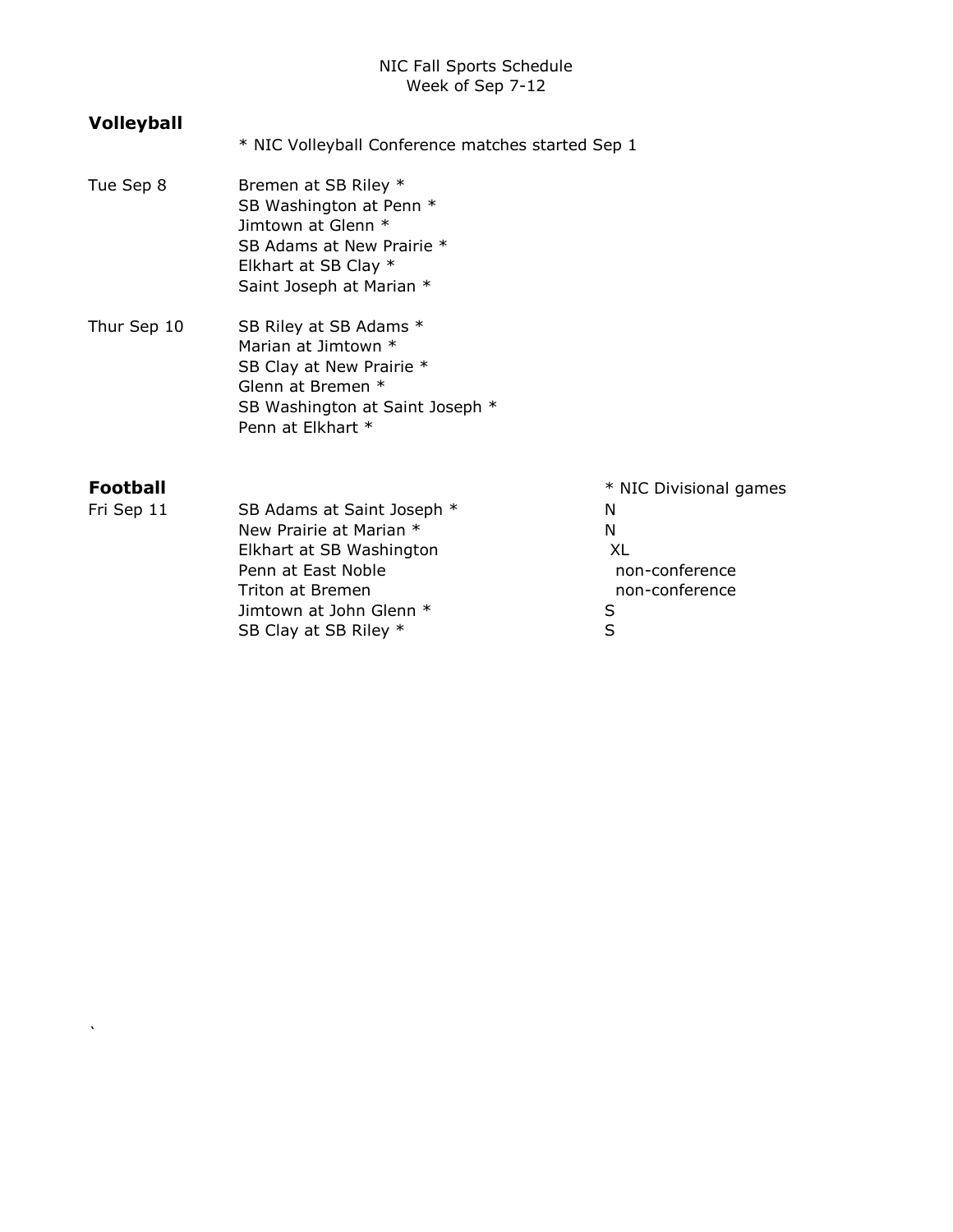NIC Fall Sports Schedule
Week of Sep 7-12

## Volleyball

* NIC Volleyball Conference matches started Sep 1

| | |
|---|---|
| Tue Sep 8 | Bremen at SB Riley * |
| | SB Washington at Penn * |
| | Jimtown at Glenn * |
| | SB Adams at New Prairie * |
| | Elkhart at SB Clay * |
| | Saint Joseph at Marian * |
| Thur Sep 10 | SB Riley at SB Adams * |
| | Marian at Jimtown * |
| | SB Clay at New Prairie * |
| | Glenn at Bremen * |
| | SB Washington at Saint Joseph * |
| | Penn at Elkhart * |

## Football

| | | * NIC Divisional games |
|---|---|---|
| Fri Sep 11 | SB Adams at Saint Joseph * | N |
| | New Prairie at Marian * | N |
| | Elkhart at SB Washington | XL |
| | Penn at East Noble | non-conference |
| | Triton at Bremen | non-conference |
| | Jimtown at John Glenn * | S |
| | SB Clay at SB Riley * | S |

`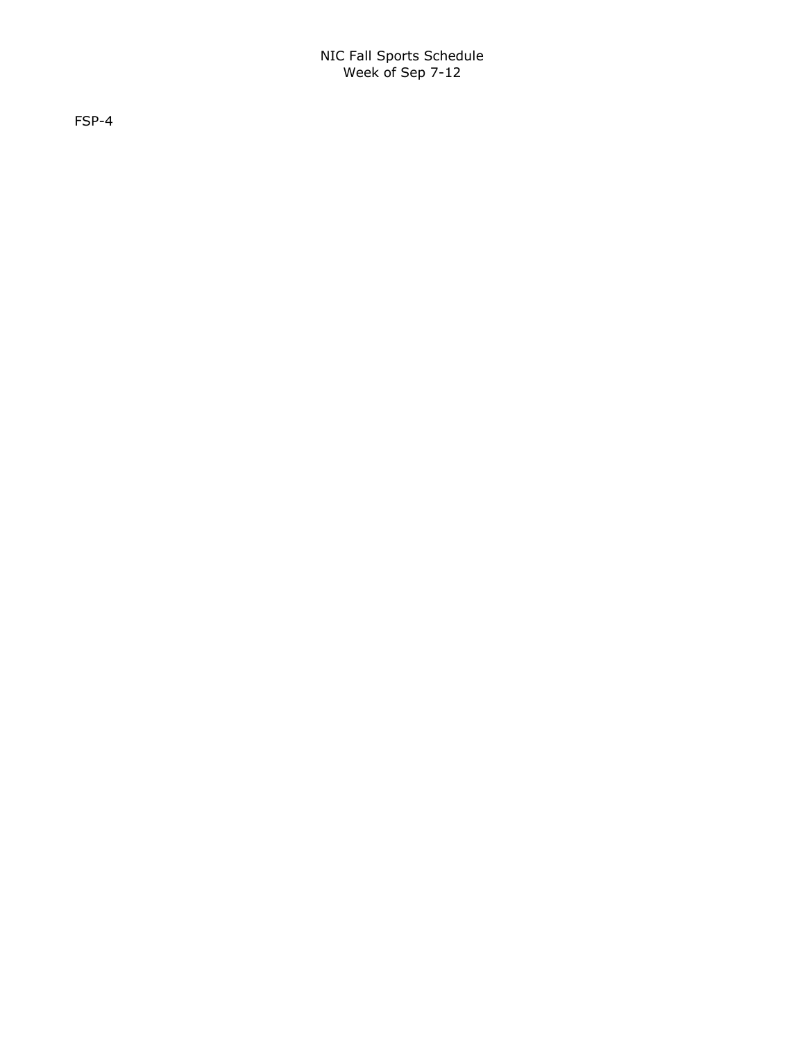NIC Fall Sports Schedule
Week of Sep 7-12

FSP-4